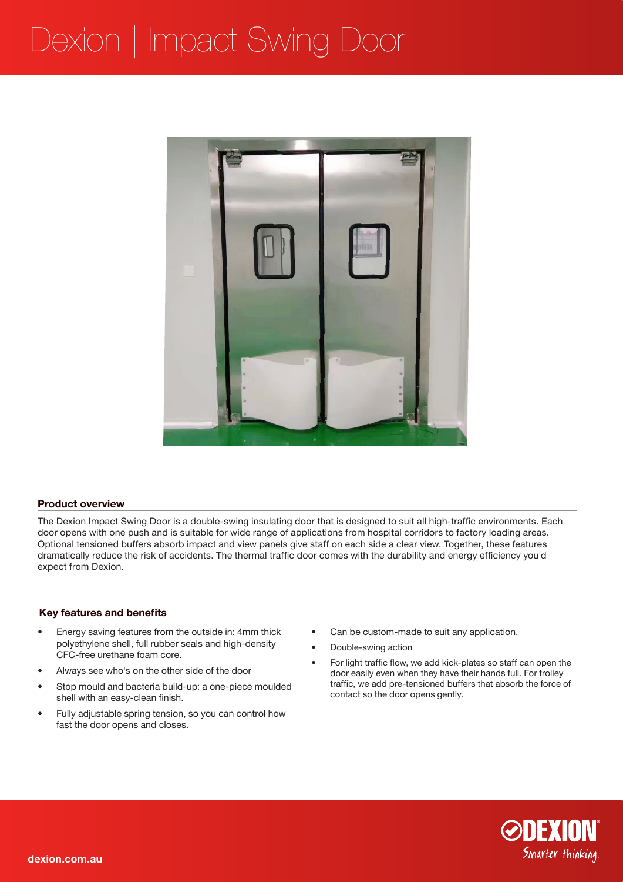# Dexion | Impact Swing Door

## Product overview

The Dexion Impact Swing Door is a double-swing insulating door that is designed to suit all high-traffic environments. Each door opens with one push and is suitable for wide range of applications from hospital corridors to factory loading areas. Optional tensioned buffers absorb impact and view panels give staff on each side a clear view. Together, these features dramatically reduce the risk of accidents. The thermal traffic door comes with the durability and energy efficiency you'd expect from Dexion.

## Key features and benefits

- Energy saving features from the outside in: 4mm thick polyethylene shell, full rubber seals and high-density CFC-free urethane foam core.
- Always see who's on the other side of the door
- Stop mould and bacteria build-up: a one-piece moulded shell with an easy-clean finish.
- Fully adjustable spring tension, so you can control how fast the door opens and closes.
- Can be custom-made to suit any application.
- Double-swing action
- For light traffic flow, we add kick-plates so staff can open the door easily even when they have their hands full. For trolley traffic, we add pre-tensioned buffers that absorb the force of contact so the door opens gently.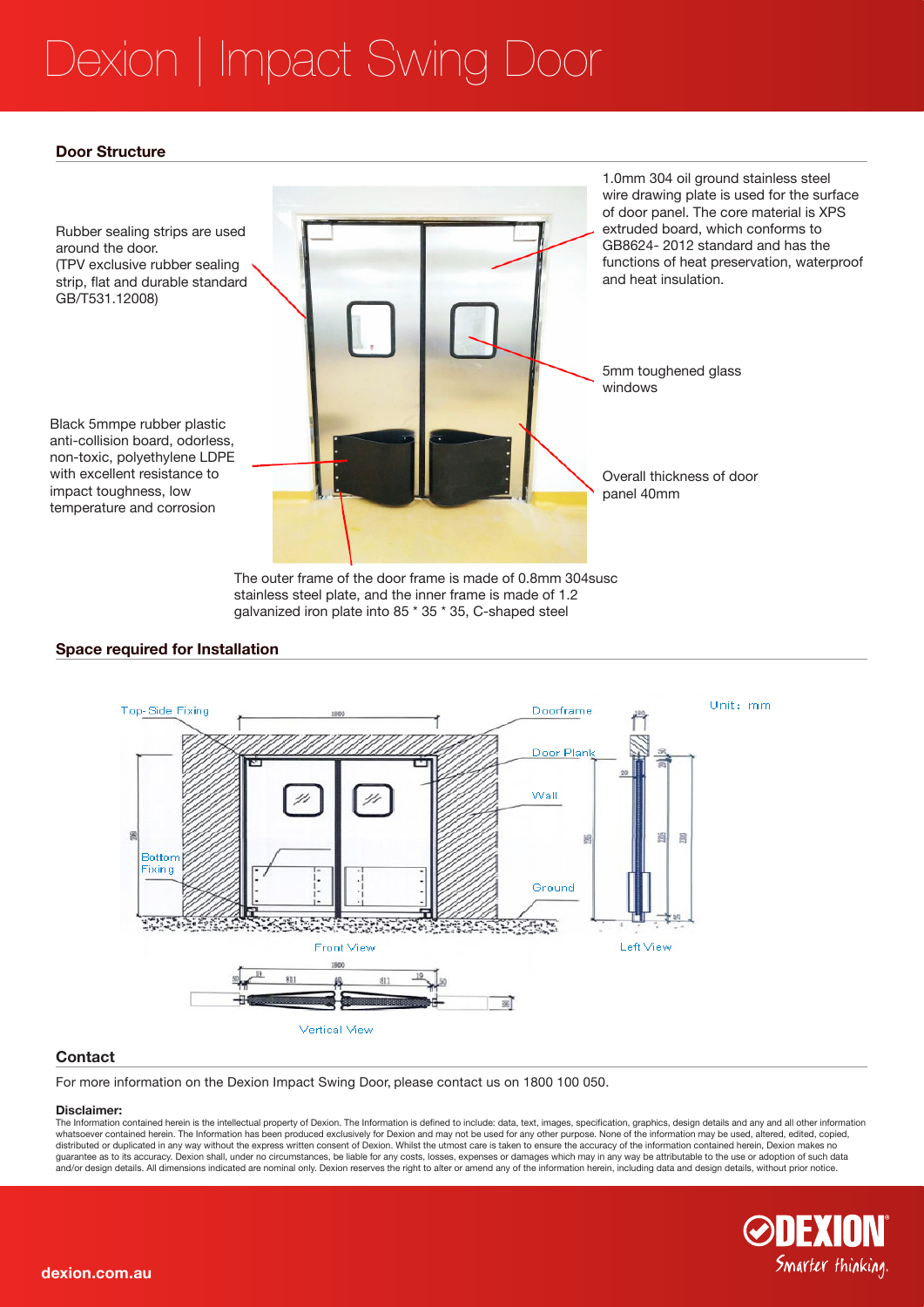# Dexion | Impact Swing Door

## Door Structure

Rubber sealing strips are used around the door. (TPV exclusive rubber sealing strip, flat and durable standard GB/T531.12008)

1.0mm 304 oil ground stainless steel wire drawing plate is used for the surface of door panel. The core material is XPS extruded board, which conforms to GB8624- 2012 standard and has the functions of heat preservation, waterproof and heat insulation.

5mm toughened glass windows

Black 5mmpe rubber plastic anti-collision board, odorless, non-toxic, polyethylene LDPE with excellent resistance to impact toughness, low temperature and corrosion

Overall thickness of door panel 40mm

The outer frame of the door frame is made of 0.8mm 304susc stainless steel plate, and the inner frame is made of 1.2 galvanized iron plate into 85 * 35 * 35, C-shaped steel

## Space required for Installation

Top-Side Fixing

Doorframe

Door Plank

Wall

Bottom Fixing

Ground

Unit: mm

1800

Front View

Left View

1800

811

811

Vertical View

## Contact

For more information on the Dexion Impact Swing Door, please contact us on 1800 100 050.

**Disclaimer:**
The Information contained herein is the intellectual property of Dexion. The Information is defined to include: data, text, images, specification, graphics, design details and any and all other information whatsoever contained herein. The Information has been produced exclusively for Dexion and may not be used for any other purpose. None of the information may be used, altered, edited, copied, distributed or duplicated in any way without the express written consent of Dexion. Whilst the utmost care is taken to ensure the accuracy of the information contained herein, Dexion makes no guarantee as to its accuracy. Dexion shall, under no circumstances, be liable for any costs, losses, expenses or damages which may in any way be attributable to the use or adoption of such data and/or design details. All dimensions indicated are nominal only. Dexion reserves the right to alter or amend any of the information herein, including data and design details, without prior notice.

dexion.com.au

DEXION® Smarter thinking.